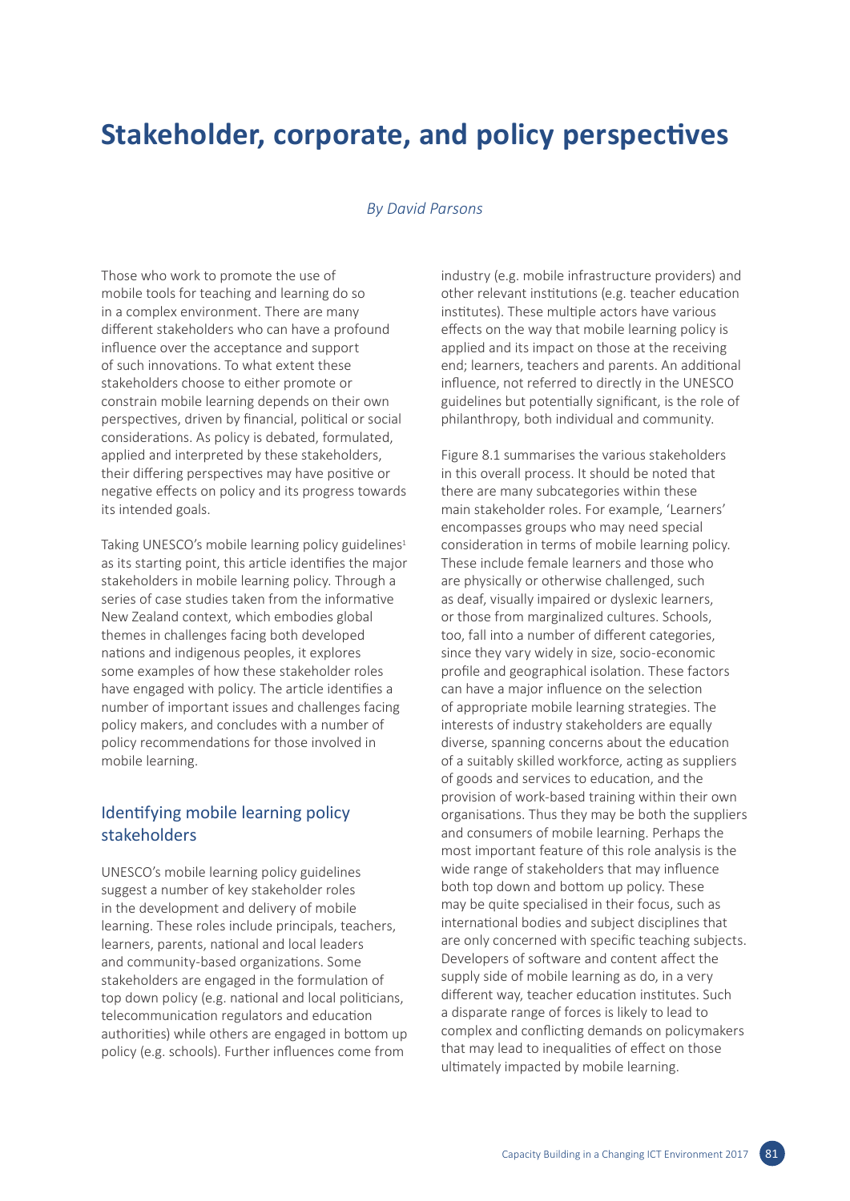# Stakeholder, corporate, and policy perspectives

*By David Parsons*

Those who work to promote the use of mobile tools for teaching and learning do so in a complex environment. There are many different stakeholders who can have a profound influence over the acceptance and support of such innovations. To what extent these stakeholders choose to either promote or constrain mobile learning depends on their own perspectives, driven by financial, political or social considerations. As policy is debated, formulated, applied and interpreted by these stakeholders, their differing perspectives may have positive or negative effects on policy and its progress towards its intended goals.

Taking UNESCO's mobile learning policy guidelines[1] as its starting point, this article identifies the major stakeholders in mobile learning policy. Through a series of case studies taken from the informative New Zealand context, which embodies global themes in challenges facing both developed nations and indigenous peoples, it explores some examples of how these stakeholder roles have engaged with policy. The article identifies a number of important issues and challenges facing policy makers, and concludes with a number of policy recommendations for those involved in mobile learning.

## Identifying mobile learning policy stakeholders

UNESCO's mobile learning policy guidelines suggest a number of key stakeholder roles in the development and delivery of mobile learning. These roles include principals, teachers, learners, parents, national and local leaders and community-based organizations. Some stakeholders are engaged in the formulation of top down policy (e.g. national and local politicians, telecommunication regulators and education authorities) while others are engaged in bottom up policy (e.g. schools). Further influences come from industry (e.g. mobile infrastructure providers) and other relevant institutions (e.g. teacher education institutes). These multiple actors have various effects on the way that mobile learning policy is applied and its impact on those at the receiving end; learners, teachers and parents. An additional influence, not referred to directly in the UNESCO guidelines but potentially significant, is the role of philanthropy, both individual and community.

Figure 8.1 summarises the various stakeholders in this overall process. It should be noted that there are many subcategories within these main stakeholder roles. For example, 'Learners' encompasses groups who may need special consideration in terms of mobile learning policy. These include female learners and those who are physically or otherwise challenged, such as deaf, visually impaired or dyslexic learners, or those from marginalized cultures. Schools, too, fall into a number of different categories, since they vary widely in size, socio-economic profile and geographical isolation. These factors can have a major influence on the selection of appropriate mobile learning strategies. The interests of industry stakeholders are equally diverse, spanning concerns about the education of a suitably skilled workforce, acting as suppliers of goods and services to education, and the provision of work-based training within their own organisations. Thus they may be both the suppliers and consumers of mobile learning. Perhaps the most important feature of this role analysis is the wide range of stakeholders that may influence both top down and bottom up policy. These may be quite specialised in their focus, such as international bodies and subject disciplines that are only concerned with specific teaching subjects. Developers of software and content affect the supply side of mobile learning as do, in a very different way, teacher education institutes. Such a disparate range of forces is likely to lead to complex and conflicting demands on policymakers that may lead to inequalities of effect on those ultimately impacted by mobile learning.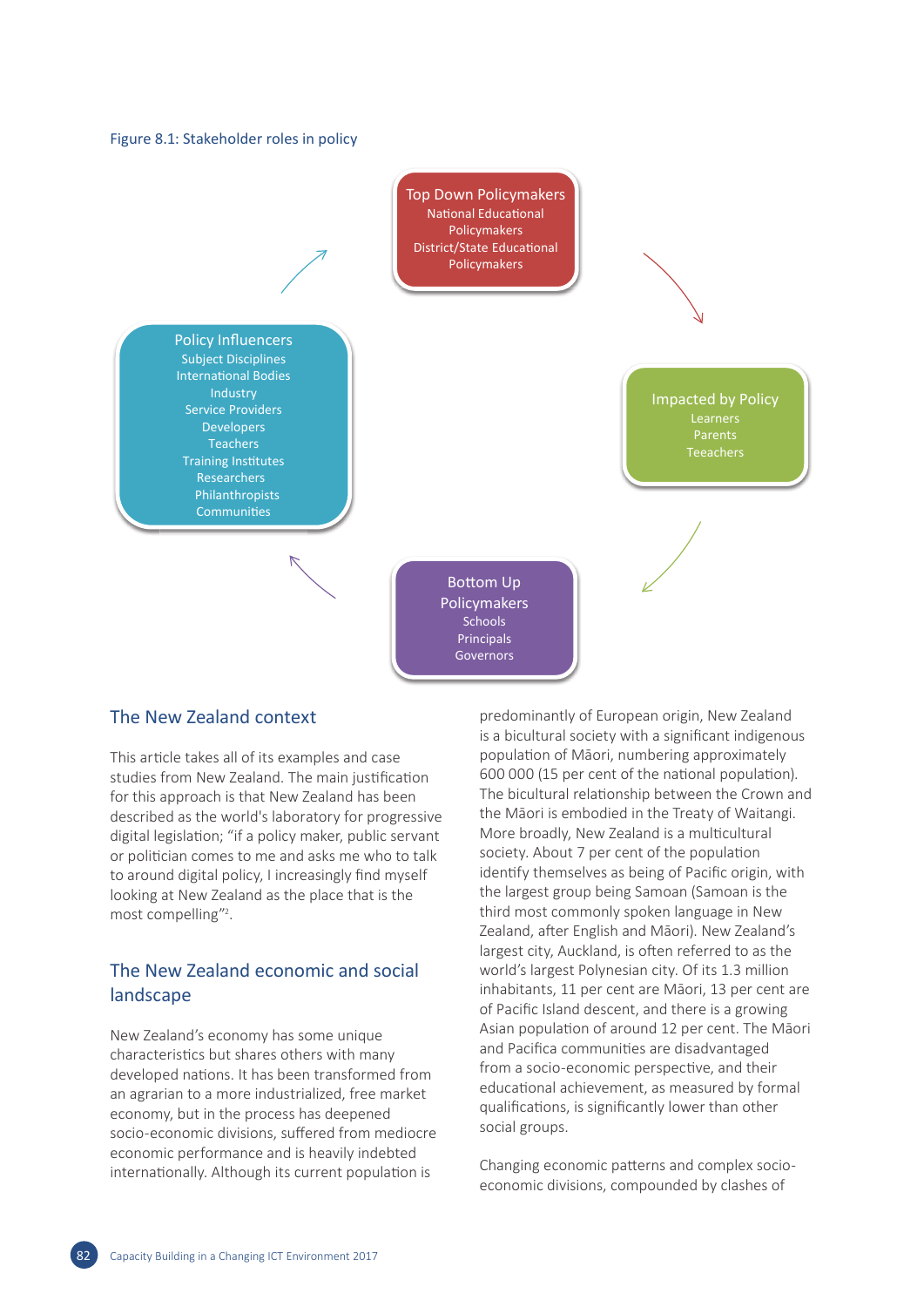Figure 8.1: Stakeholder roles in policy

**Top Down Policymakers**
National Educational Policymakers
District/State Educational Policymakers

**Impacted by Policy**
Learners
Parents
Teeachers

**Bottom Up Policymakers**
Schools
Principals
Governors

**Policy Influencers**
Subject Disciplines
International Bodies
Industry
Service Providers
Developers
Teachers
Training Institutes
Researchers
Philanthropists
Communities

## The New Zealand context

This article takes all of its examples and case studies from New Zealand. The main justification for this approach is that New Zealand has been described as the world's laboratory for progressive digital legislation; "if a policy maker, public servant or politician comes to me and asks me who to talk to around digital policy, I increasingly find myself looking at New Zealand as the place that is the most compelling"[2].

## The New Zealand economic and social landscape

New Zealand's economy has some unique characteristics but shares others with many developed nations. It has been transformed from an agrarian to a more industrialized, free market economy, but in the process has deepened socio-economic divisions, suffered from mediocre economic performance and is heavily indebted internationally. Although its current population is predominantly of European origin, New Zealand is a bicultural society with a significant indigenous population of Māori, numbering approximately 600 000 (15 per cent of the national population). The bicultural relationship between the Crown and the Māori is embodied in the Treaty of Waitangi. More broadly, New Zealand is a multicultural society. About 7 per cent of the population identify themselves as being of Pacific origin, with the largest group being Samoan (Samoan is the third most commonly spoken language in New Zealand, after English and Māori). New Zealand's largest city, Auckland, is often referred to as the world's largest Polynesian city. Of its 1.3 million inhabitants, 11 per cent are Māori, 13 per cent are of Pacific Island descent, and there is a growing Asian population of around 12 per cent. The Māori and Pacifica communities are disadvantaged from a socio-economic perspective, and their educational achievement, as measured by formal qualifications, is significantly lower than other social groups.

Changing economic patterns and complex socio-economic divisions, compounded by clashes of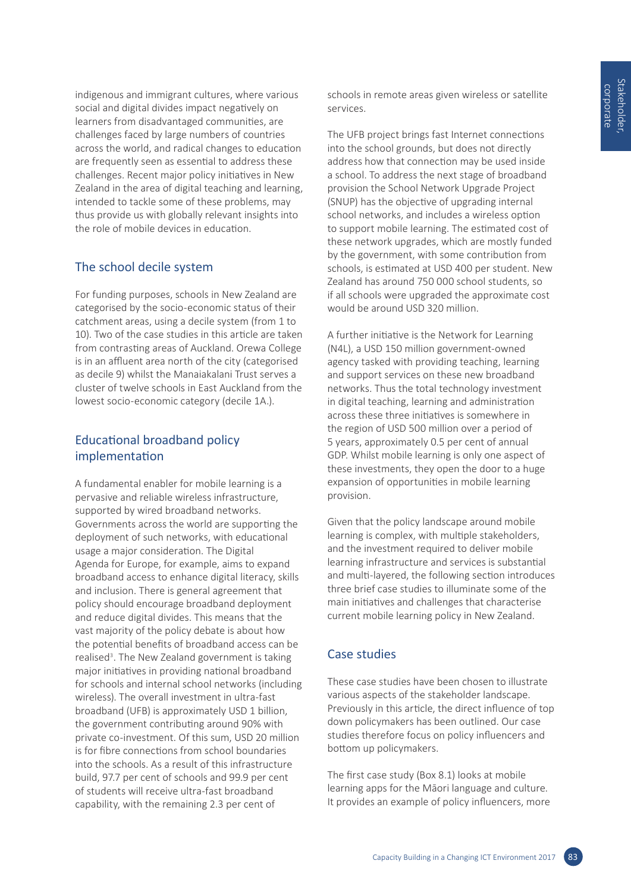indigenous and immigrant cultures, where various social and digital divides impact negatively on learners from disadvantaged communities, are challenges faced by large numbers of countries across the world, and radical changes to education are frequently seen as essential to address these challenges. Recent major policy initiatives in New Zealand in the area of digital teaching and learning, intended to tackle some of these problems, may thus provide us with globally relevant insights into the role of mobile devices in education.

## The school decile system

For funding purposes, schools in New Zealand are categorised by the socio-economic status of their catchment areas, using a decile system (from 1 to 10). Two of the case studies in this article are taken from contrasting areas of Auckland. Orewa College is in an affluent area north of the city (categorised as decile 9) whilst the Manaiakalani Trust serves a cluster of twelve schools in East Auckland from the lowest socio-economic category (decile 1A.).

## Educational broadband policy implementation

A fundamental enabler for mobile learning is a pervasive and reliable wireless infrastructure, supported by wired broadband networks. Governments across the world are supporting the deployment of such networks, with educational usage a major consideration. The Digital Agenda for Europe, for example, aims to expand broadband access to enhance digital literacy, skills and inclusion. There is general agreement that policy should encourage broadband deployment and reduce digital divides. This means that the vast majority of the policy debate is about how the potential benefits of broadband access can be realised[3]. The New Zealand government is taking major initiatives in providing national broadband for schools and internal school networks (including wireless). The overall investment in ultra-fast broadband (UFB) is approximately USD 1 billion, the government contributing around 90% with private co-investment. Of this sum, USD 20 million is for fibre connections from school boundaries into the schools. As a result of this infrastructure build, 97.7 per cent of schools and 99.9 per cent of students will receive ultra-fast broadband capability, with the remaining 2.3 per cent of schools in remote areas given wireless or satellite services.

The UFB project brings fast Internet connections into the school grounds, but does not directly address how that connection may be used inside a school. To address the next stage of broadband provision the School Network Upgrade Project (SNUP) has the objective of upgrading internal school networks, and includes a wireless option to support mobile learning. The estimated cost of these network upgrades, which are mostly funded by the government, with some contribution from schools, is estimated at USD 400 per student. New Zealand has around 750 000 school students, so if all schools were upgraded the approximate cost would be around USD 320 million.

A further initiative is the Network for Learning (N4L), a USD 150 million government-owned agency tasked with providing teaching, learning and support services on these new broadband networks. Thus the total technology investment in digital teaching, learning and administration across these three initiatives is somewhere in the region of USD 500 million over a period of 5 years, approximately 0.5 per cent of annual GDP. Whilst mobile learning is only one aspect of these investments, they open the door to a huge expansion of opportunities in mobile learning provision.

Given that the policy landscape around mobile learning is complex, with multiple stakeholders, and the investment required to deliver mobile learning infrastructure and services is substantial and multi-layered, the following section introduces three brief case studies to illuminate some of the main initiatives and challenges that characterise current mobile learning policy in New Zealand.

## Case studies

These case studies have been chosen to illustrate various aspects of the stakeholder landscape. Previously in this article, the direct influence of top down policymakers has been outlined. Our case studies therefore focus on policy influencers and bottom up policymakers.

The first case study (Box 8.1) looks at mobile learning apps for the Māori language and culture. It provides an example of policy influencers, more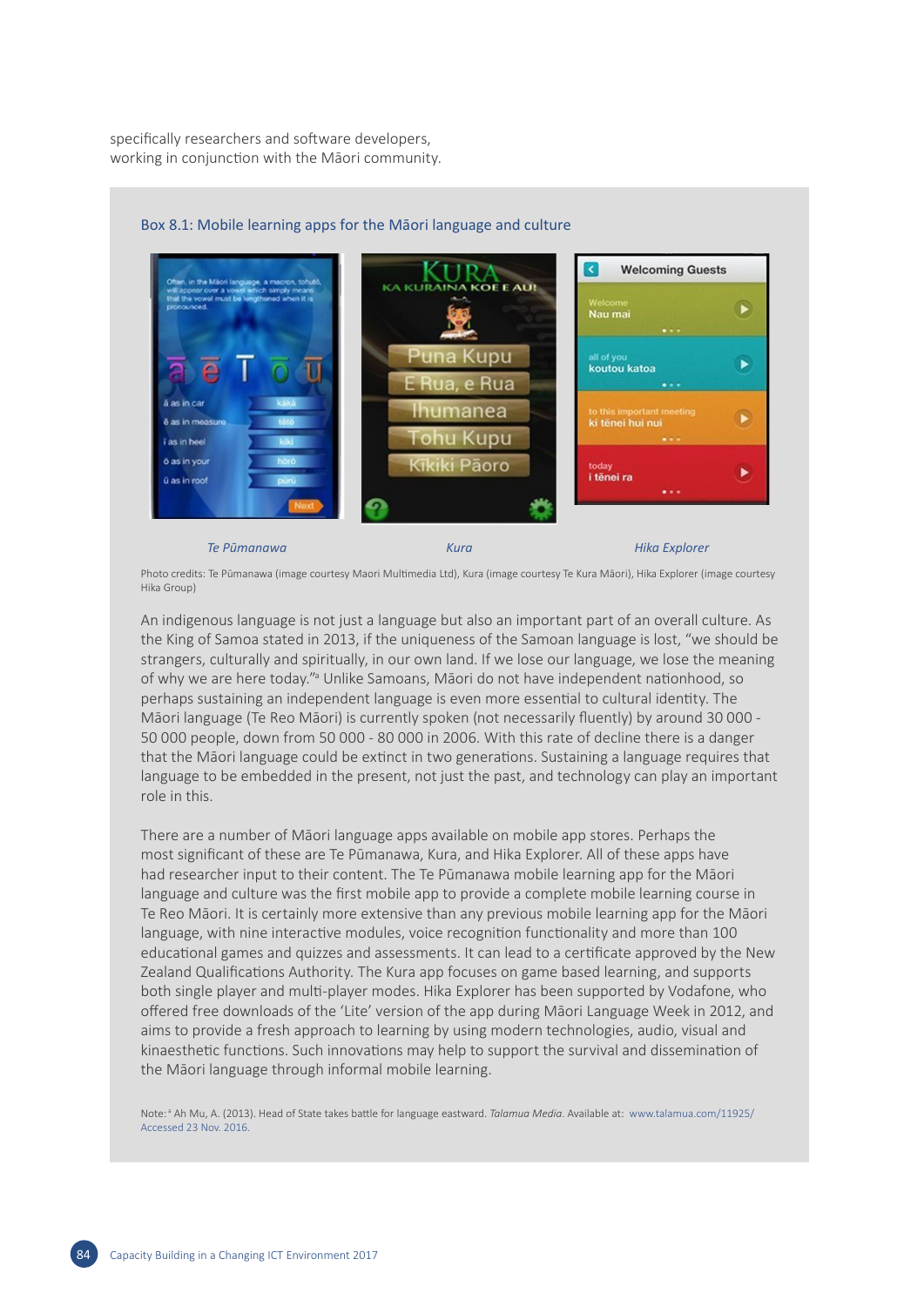specifically researchers and software developers, working in conjunction with the Māori community.

### Box 8.1: Mobile learning apps for the Māori language and culture

*Te Pūmanawa* | *Kura* | *Hika Explorer*

Photo credits: Te Pūmanawa (image courtesy Maori Multimedia Ltd), Kura (image courtesy Te Kura Māori), Hika Explorer (image courtesy Hika Group)

An indigenous language is not just a language but also an important part of an overall culture. As the King of Samoa stated in 2013, if the uniqueness of the Samoan language is lost, "we should be strangers, culturally and spiritually, in our own land. If we lose our language, we lose the meaning of why we are here today."[a] Unlike Samoans, Māori do not have independent nationhood, so perhaps sustaining an independent language is even more essential to cultural identity. The Māori language (Te Reo Māori) is currently spoken (not necessarily fluently) by around 30 000 - 50 000 people, down from 50 000 - 80 000 in 2006. With this rate of decline there is a danger that the Māori language could be extinct in two generations. Sustaining a language requires that language to be embedded in the present, not just the past, and technology can play an important role in this.

There are a number of Māori language apps available on mobile app stores. Perhaps the most significant of these are Te Pūmanawa, Kura, and Hika Explorer. All of these apps have had researcher input to their content. The Te Pūmanawa mobile learning app for the Māori language and culture was the first mobile app to provide a complete mobile learning course in Te Reo Māori. It is certainly more extensive than any previous mobile learning app for the Māori language, with nine interactive modules, voice recognition functionality and more than 100 educational games and quizzes and assessments. It can lead to a certificate approved by the New Zealand Qualifications Authority. The Kura app focuses on game based learning, and supports both single player and multi-player modes. Hika Explorer has been supported by Vodafone, who offered free downloads of the 'Lite' version of the app during Māori Language Week in 2012, and aims to provide a fresh approach to learning by using modern technologies, audio, visual and kinaesthetic functions. Such innovations may help to support the survival and dissemination of the Māori language through informal mobile learning.

Note: [a] Ah Mu, A. (2013). Head of State takes battle for language eastward. *Talamua Media*. Available at: www.talamua.com/11925/ Accessed 23 Nov. 2016.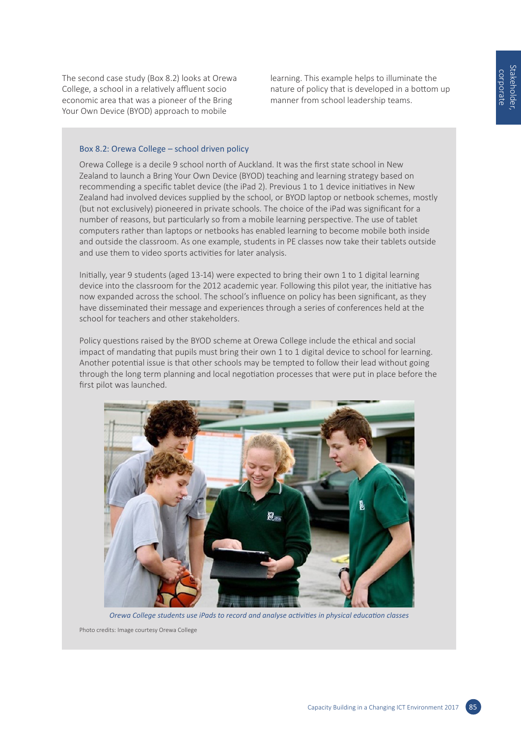The second case study (Box 8.2) looks at Orewa College, a school in a relatively affluent socio economic area that was a pioneer of the Bring Your Own Device (BYOD) approach to mobile learning. This example helps to illuminate the nature of policy that is developed in a bottom up manner from school leadership teams.

### Box 8.2: Orewa College – school driven policy

Orewa College is a decile 9 school north of Auckland. It was the first state school in New Zealand to launch a Bring Your Own Device (BYOD) teaching and learning strategy based on recommending a specific tablet device (the iPad 2). Previous 1 to 1 device initiatives in New Zealand had involved devices supplied by the school, or BYOD laptop or netbook schemes, mostly (but not exclusively) pioneered in private schools. The choice of the iPad was significant for a number of reasons, but particularly so from a mobile learning perspective. The use of tablet computers rather than laptops or netbooks has enabled learning to become mobile both inside and outside the classroom. As one example, students in PE classes now take their tablets outside and use them to video sports activities for later analysis.

Initially, year 9 students (aged 13-14) were expected to bring their own 1 to 1 digital learning device into the classroom for the 2012 academic year. Following this pilot year, the initiative has now expanded across the school. The school's influence on policy has been significant, as they have disseminated their message and experiences through a series of conferences held at the school for teachers and other stakeholders.

Policy questions raised by the BYOD scheme at Orewa College include the ethical and social impact of mandating that pupils must bring their own 1 to 1 digital device to school for learning. Another potential issue is that other schools may be tempted to follow their lead without going through the long term planning and local negotiation processes that were put in place before the first pilot was launched.

*Orewa College students use iPads to record and analyse activities in physical education classes*

Photo credits: Image courtesy Orewa College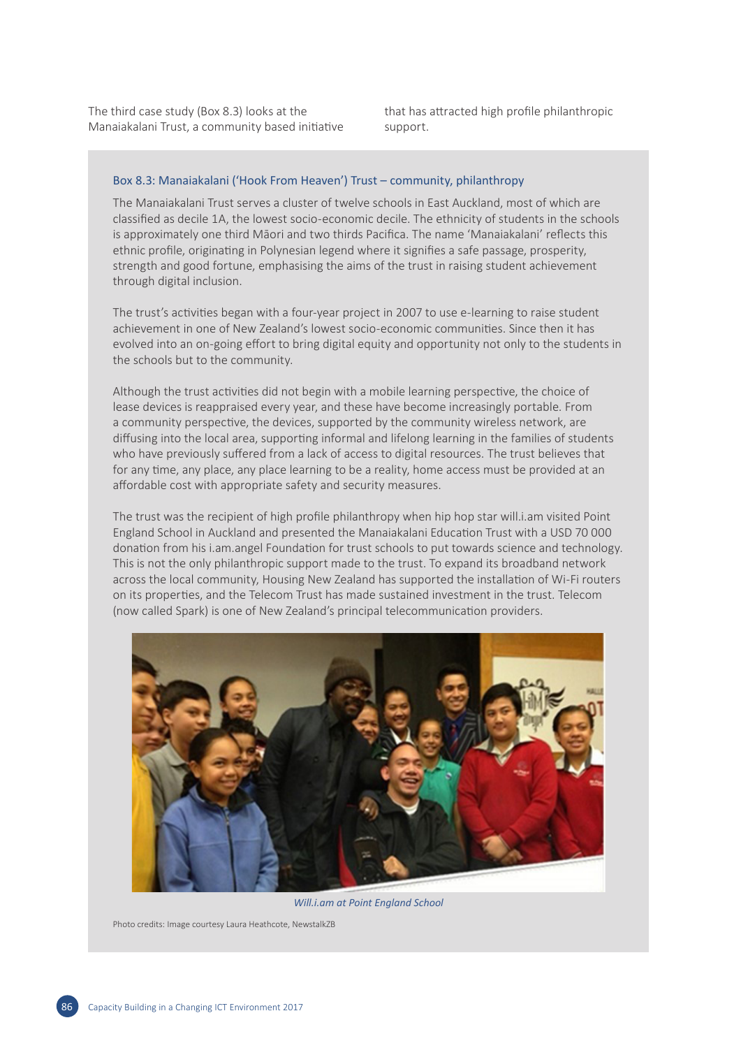The third case study (Box 8.3) looks at the Manaiakalani Trust, a community based initiative that has attracted high profile philanthropic support.

### Box 8.3: Manaiakalani ('Hook From Heaven') Trust – community, philanthropy

The Manaiakalani Trust serves a cluster of twelve schools in East Auckland, most of which are classified as decile 1A, the lowest socio-economic decile. The ethnicity of students in the schools is approximately one third Māori and two thirds Pacifica. The name 'Manaiakalani' reflects this ethnic profile, originating in Polynesian legend where it signifies a safe passage, prosperity, strength and good fortune, emphasising the aims of the trust in raising student achievement through digital inclusion.

The trust's activities began with a four-year project in 2007 to use e-learning to raise student achievement in one of New Zealand's lowest socio-economic communities. Since then it has evolved into an on-going effort to bring digital equity and opportunity not only to the students in the schools but to the community.

Although the trust activities did not begin with a mobile learning perspective, the choice of lease devices is reappraised every year, and these have become increasingly portable. From a community perspective, the devices, supported by the community wireless network, are diffusing into the local area, supporting informal and lifelong learning in the families of students who have previously suffered from a lack of access to digital resources. The trust believes that for any time, any place, any place learning to be a reality, home access must be provided at an affordable cost with appropriate safety and security measures.

The trust was the recipient of high profile philanthropy when hip hop star will.i.am visited Point England School in Auckland and presented the Manaiakalani Education Trust with a USD 70 000 donation from his i.am.angel Foundation for trust schools to put towards science and technology. This is not the only philanthropic support made to the trust. To expand its broadband network across the local community, Housing New Zealand has supported the installation of Wi-Fi routers on its properties, and the Telecom Trust has made sustained investment in the trust. Telecom (now called Spark) is one of New Zealand's principal telecommunication providers.

*Will.i.am at Point England School*

Photo credits: Image courtesy Laura Heathcote, NewstalkZB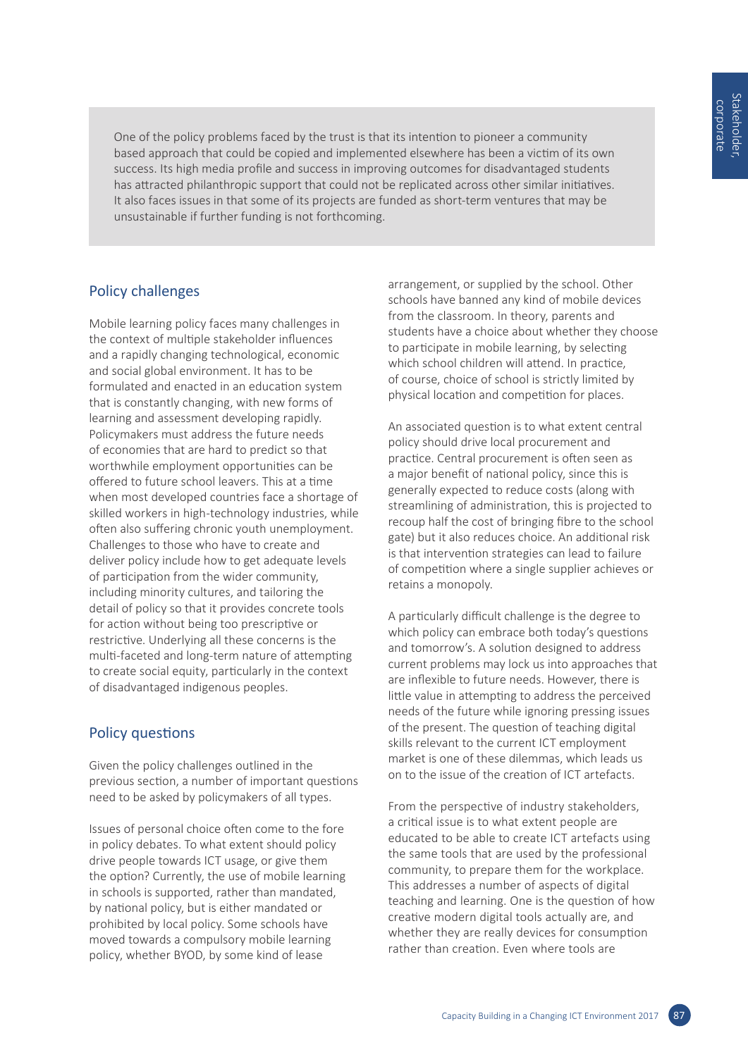One of the policy problems faced by the trust is that its intention to pioneer a community based approach that could be copied and implemented elsewhere has been a victim of its own success. Its high media profile and success in improving outcomes for disadvantaged students has attracted philanthropic support that could not be replicated across other similar initiatives. It also faces issues in that some of its projects are funded as short-term ventures that may be unsustainable if further funding is not forthcoming.

## Policy challenges

Mobile learning policy faces many challenges in the context of multiple stakeholder influences and a rapidly changing technological, economic and social global environment. It has to be formulated and enacted in an education system that is constantly changing, with new forms of learning and assessment developing rapidly. Policymakers must address the future needs of economies that are hard to predict so that worthwhile employment opportunities can be offered to future school leavers. This at a time when most developed countries face a shortage of skilled workers in high-technology industries, while often also suffering chronic youth unemployment. Challenges to those who have to create and deliver policy include how to get adequate levels of participation from the wider community, including minority cultures, and tailoring the detail of policy so that it provides concrete tools for action without being too prescriptive or restrictive. Underlying all these concerns is the multi-faceted and long-term nature of attempting to create social equity, particularly in the context of disadvantaged indigenous peoples.

## Policy questions

Given the policy challenges outlined in the previous section, a number of important questions need to be asked by policymakers of all types.

Issues of personal choice often come to the fore in policy debates. To what extent should policy drive people towards ICT usage, or give them the option? Currently, the use of mobile learning in schools is supported, rather than mandated, by national policy, but is either mandated or prohibited by local policy. Some schools have moved towards a compulsory mobile learning policy, whether BYOD, by some kind of lease arrangement, or supplied by the school. Other schools have banned any kind of mobile devices from the classroom. In theory, parents and students have a choice about whether they choose to participate in mobile learning, by selecting which school children will attend. In practice, of course, choice of school is strictly limited by physical location and competition for places.

An associated question is to what extent central policy should drive local procurement and practice. Central procurement is often seen as a major benefit of national policy, since this is generally expected to reduce costs (along with streamlining of administration, this is projected to recoup half the cost of bringing fibre to the school gate) but it also reduces choice. An additional risk is that intervention strategies can lead to failure of competition where a single supplier achieves or retains a monopoly.

A particularly difficult challenge is the degree to which policy can embrace both today's questions and tomorrow's. A solution designed to address current problems may lock us into approaches that are inflexible to future needs. However, there is little value in attempting to address the perceived needs of the future while ignoring pressing issues of the present. The question of teaching digital skills relevant to the current ICT employment market is one of these dilemmas, which leads us on to the issue of the creation of ICT artefacts.

From the perspective of industry stakeholders, a critical issue is to what extent people are educated to be able to create ICT artefacts using the same tools that are used by the professional community, to prepare them for the workplace. This addresses a number of aspects of digital teaching and learning. One is the question of how creative modern digital tools actually are, and whether they are really devices for consumption rather than creation. Even where tools are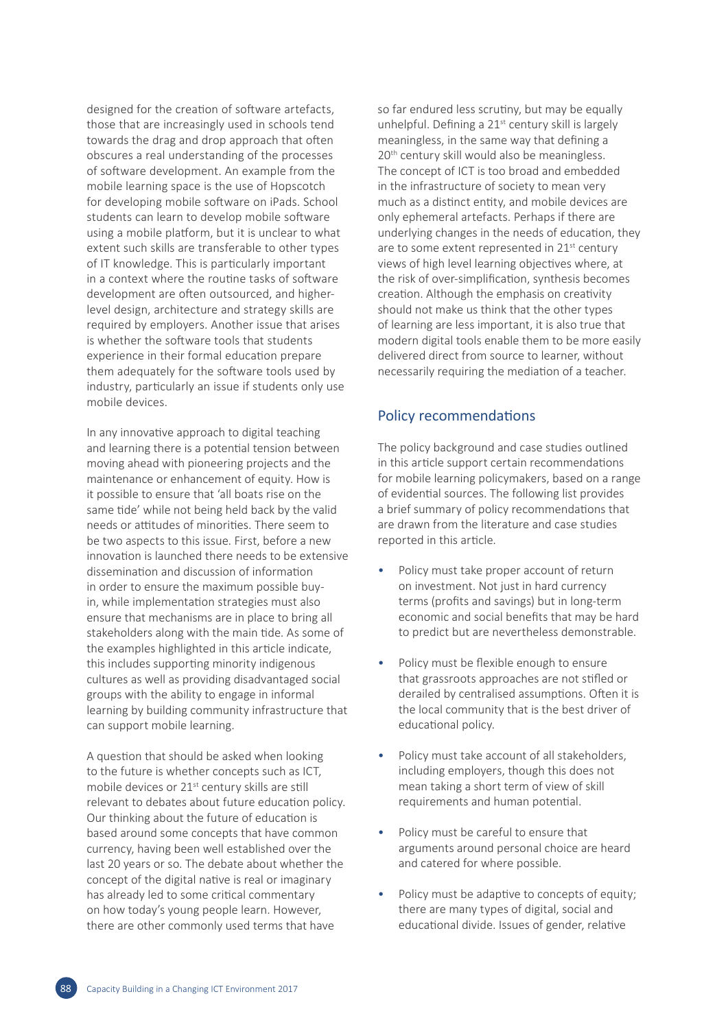designed for the creation of software artefacts, those that are increasingly used in schools tend towards the drag and drop approach that often obscures a real understanding of the processes of software development. An example from the mobile learning space is the use of Hopscotch for developing mobile software on iPads. School students can learn to develop mobile software using a mobile platform, but it is unclear to what extent such skills are transferable to other types of IT knowledge. This is particularly important in a context where the routine tasks of software development are often outsourced, and higher-level design, architecture and strategy skills are required by employers. Another issue that arises is whether the software tools that students experience in their formal education prepare them adequately for the software tools used by industry, particularly an issue if students only use mobile devices.

In any innovative approach to digital teaching and learning there is a potential tension between moving ahead with pioneering projects and the maintenance or enhancement of equity. How is it possible to ensure that 'all boats rise on the same tide' while not being held back by the valid needs or attitudes of minorities. There seem to be two aspects to this issue. First, before a new innovation is launched there needs to be extensive dissemination and discussion of information in order to ensure the maximum possible buy-in, while implementation strategies must also ensure that mechanisms are in place to bring all stakeholders along with the main tide. As some of the examples highlighted in this article indicate, this includes supporting minority indigenous cultures as well as providing disadvantaged social groups with the ability to engage in informal learning by building community infrastructure that can support mobile learning.

A question that should be asked when looking to the future is whether concepts such as ICT, mobile devices or 21st century skills are still relevant to debates about future education policy. Our thinking about the future of education is based around some concepts that have common currency, having been well established over the last 20 years or so. The debate about whether the concept of the digital native is real or imaginary has already led to some critical commentary on how today's young people learn. However, there are other commonly used terms that have so far endured less scrutiny, but may be equally unhelpful. Defining a 21st century skill is largely meaningless, in the same way that defining a 20th century skill would also be meaningless. The concept of ICT is too broad and embedded in the infrastructure of society to mean very much as a distinct entity, and mobile devices are only ephemeral artefacts. Perhaps if there are underlying changes in the needs of education, they are to some extent represented in 21st century views of high level learning objectives where, at the risk of over-simplification, synthesis becomes creation. Although the emphasis on creativity should not make us think that the other types of learning are less important, it is also true that modern digital tools enable them to be more easily delivered direct from source to learner, without necessarily requiring the mediation of a teacher.

## Policy recommendations

The policy background and case studies outlined in this article support certain recommendations for mobile learning policymakers, based on a range of evidential sources. The following list provides a brief summary of policy recommendations that are drawn from the literature and case studies reported in this article.

- Policy must take proper account of return on investment. Not just in hard currency terms (profits and savings) but in long-term economic and social benefits that may be hard to predict but are nevertheless demonstrable.
- Policy must be flexible enough to ensure that grassroots approaches are not stifled or derailed by centralised assumptions. Often it is the local community that is the best driver of educational policy.
- Policy must take account of all stakeholders, including employers, though this does not mean taking a short term of view of skill requirements and human potential.
- Policy must be careful to ensure that arguments around personal choice are heard and catered for where possible.
- Policy must be adaptive to concepts of equity; there are many types of digital, social and educational divide. Issues of gender, relative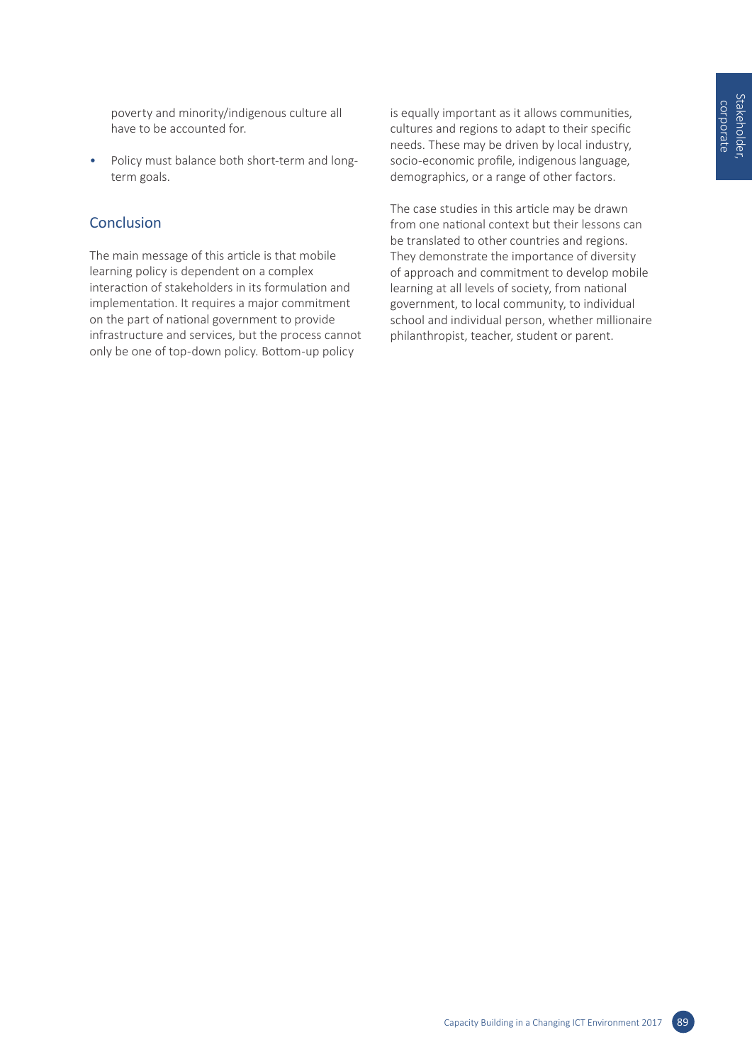poverty and minority/indigenous culture all have to be accounted for.

- Policy must balance both short-term and long-term goals.

## Conclusion

The main message of this article is that mobile learning policy is dependent on a complex interaction of stakeholders in its formulation and implementation. It requires a major commitment on the part of national government to provide infrastructure and services, but the process cannot only be one of top-down policy. Bottom-up policy is equally important as it allows communities, cultures and regions to adapt to their specific needs. These may be driven by local industry, socio-economic profile, indigenous language, demographics, or a range of other factors.

The case studies in this article may be drawn from one national context but their lessons can be translated to other countries and regions. They demonstrate the importance of diversity of approach and commitment to develop mobile learning at all levels of society, from national government, to local community, to individual school and individual person, whether millionaire philanthropist, teacher, student or parent.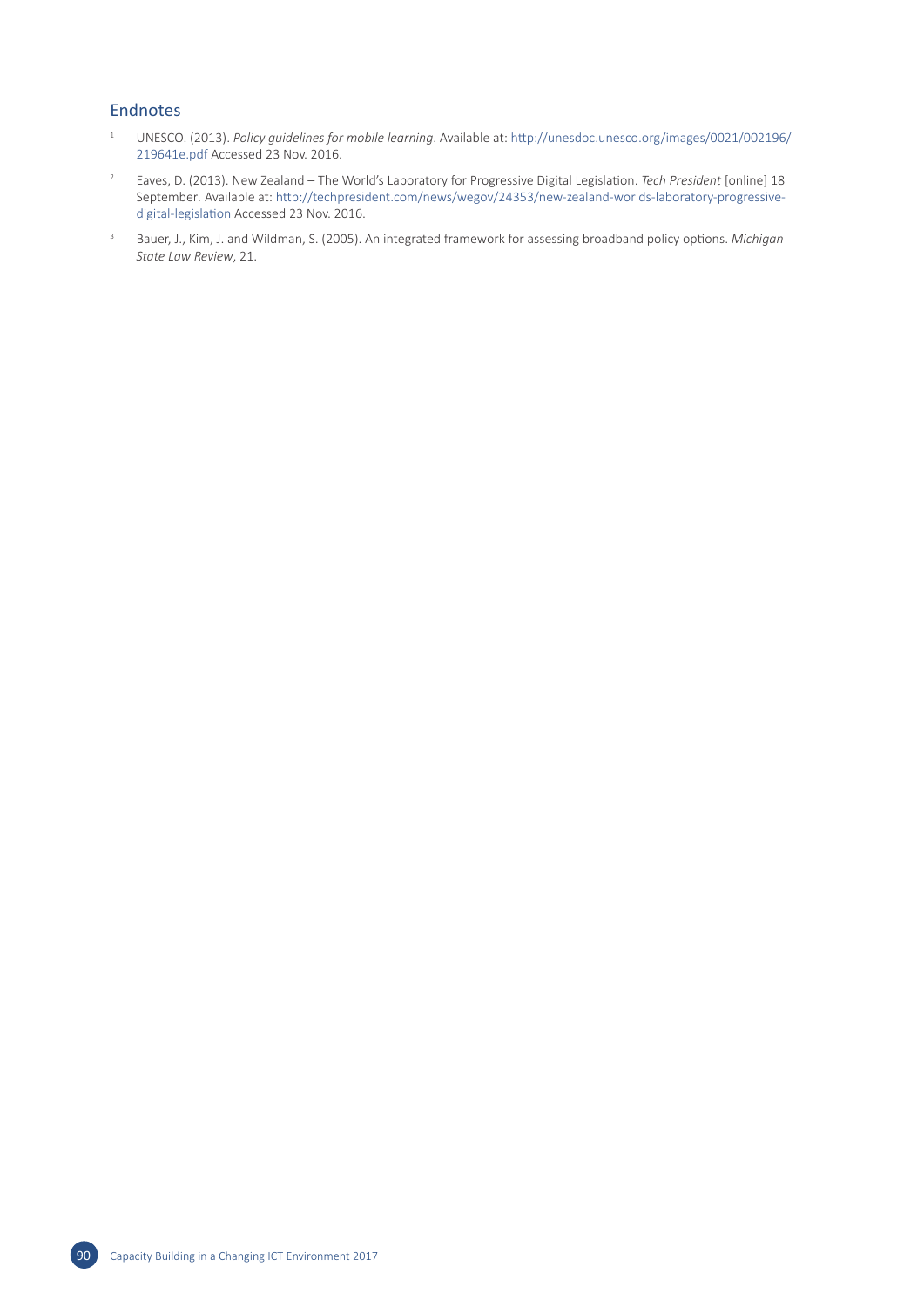## Endnotes

1. UNESCO. (2013). *Policy guidelines for mobile learning*. Available at: http://unesdoc.unesco.org/images/0021/002196/219641e.pdf Accessed 23 Nov. 2016.
2. Eaves, D. (2013). New Zealand – The World's Laboratory for Progressive Digital Legislation. *Tech President* [online] 18 September. Available at: http://techpresident.com/news/wegov/24353/new-zealand-worlds-laboratory-progressive-digital-legislation Accessed 23 Nov. 2016.
3. Bauer, J., Kim, J. and Wildman, S. (2005). An integrated framework for assessing broadband policy options. *Michigan State Law Review*, 21.